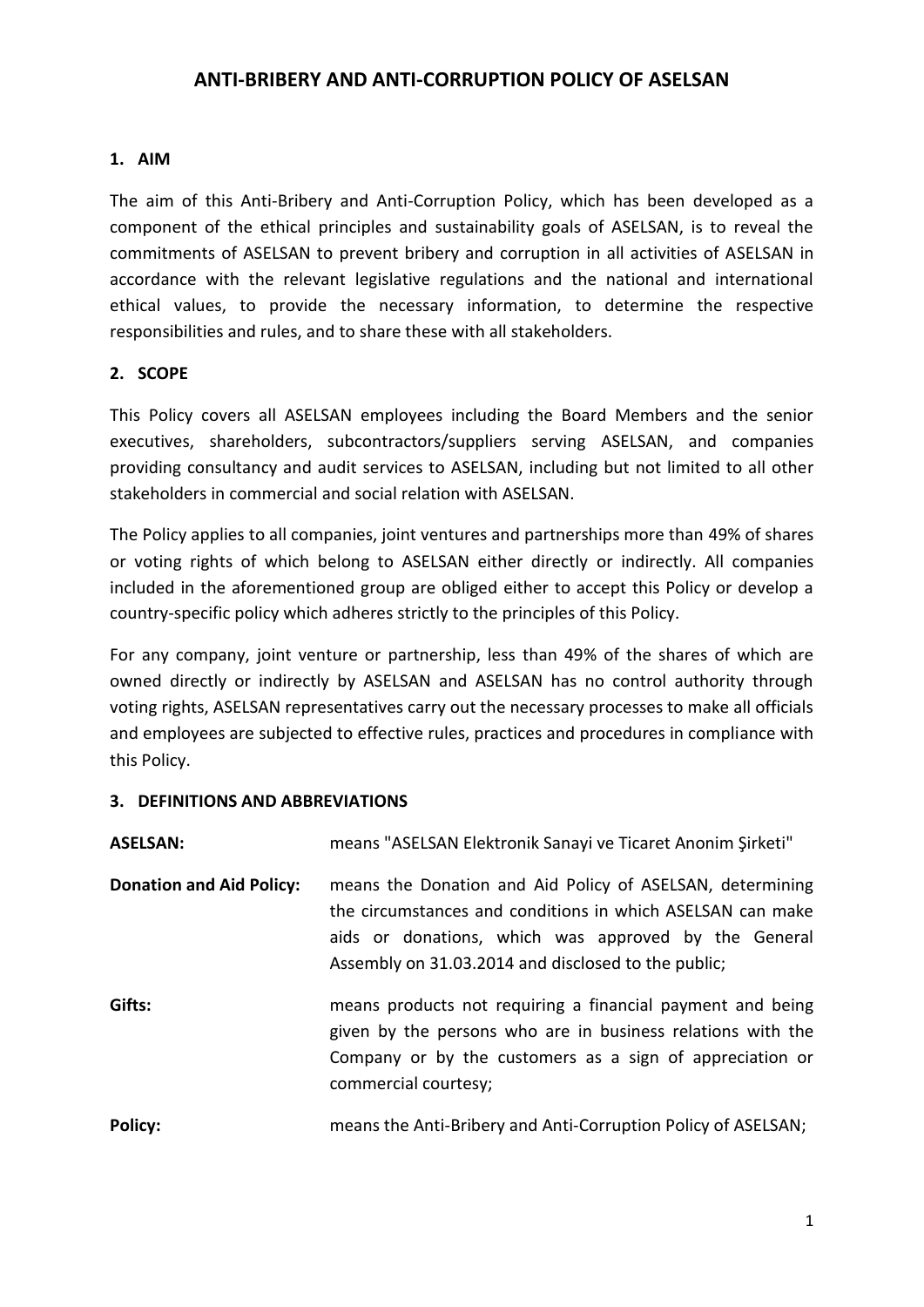# ANTI-BRIBERY AND ANTI-CORRUPTION POLICY OF ASELSAN

## 1. AIM

The aim of this Anti-Bribery and Anti-Corruption Policy, which has been developed as a component of the ethical principles and sustainability goals of ASELSAN, is to reveal the commitments of ASELSAN to prevent bribery and corruption in all activities of ASELSAN in accordance with the relevant legislative regulations and the national and international ethical values, to provide the necessary information, to determine the respective responsibilities and rules, and to share these with all stakeholders.

## 2. SCOPE

This Policy covers all ASELSAN employees including the Board Members and the senior executives, shareholders, subcontractors/suppliers serving ASELSAN, and companies providing consultancy and audit services to ASELSAN, including but not limited to all other stakeholders in commercial and social relation with ASELSAN.

The Policy applies to all companies, joint ventures and partnerships more than 49% of shares or voting rights of which belong to ASELSAN either directly or indirectly. All companies included in the aforementioned group are obliged either to accept this Policy or develop a country-specific policy which adheres strictly to the principles of this Policy.

For any company, joint venture or partnership, less than 49% of the shares of which are owned directly or indirectly by ASELSAN and ASELSAN has no control authority through voting rights, ASELSAN representatives carry out the necessary processes to make all officials and employees are subjected to effective rules, practices and procedures in compliance with this Policy.

## 3. DEFINITIONS AND ABBREVIATIONS

**ASELSAN:** means "ASELSAN Elektronik Sanayi ve Ticaret Anonim Şirketi"

**Donation and Aid Policy:** means the Donation and Aid Policy of ASELSAN, determining the circumstances and conditions in which ASELSAN can make aids or donations, which was approved by the General Assembly on 31.03.2014 and disclosed to the public;

**Gifts:** means products not requiring a financial payment and being given by the persons who are in business relations with the Company or by the customers as a sign of appreciation or commercial courtesy;

**Policy:** means the Anti-Bribery and Anti-Corruption Policy of ASELSAN;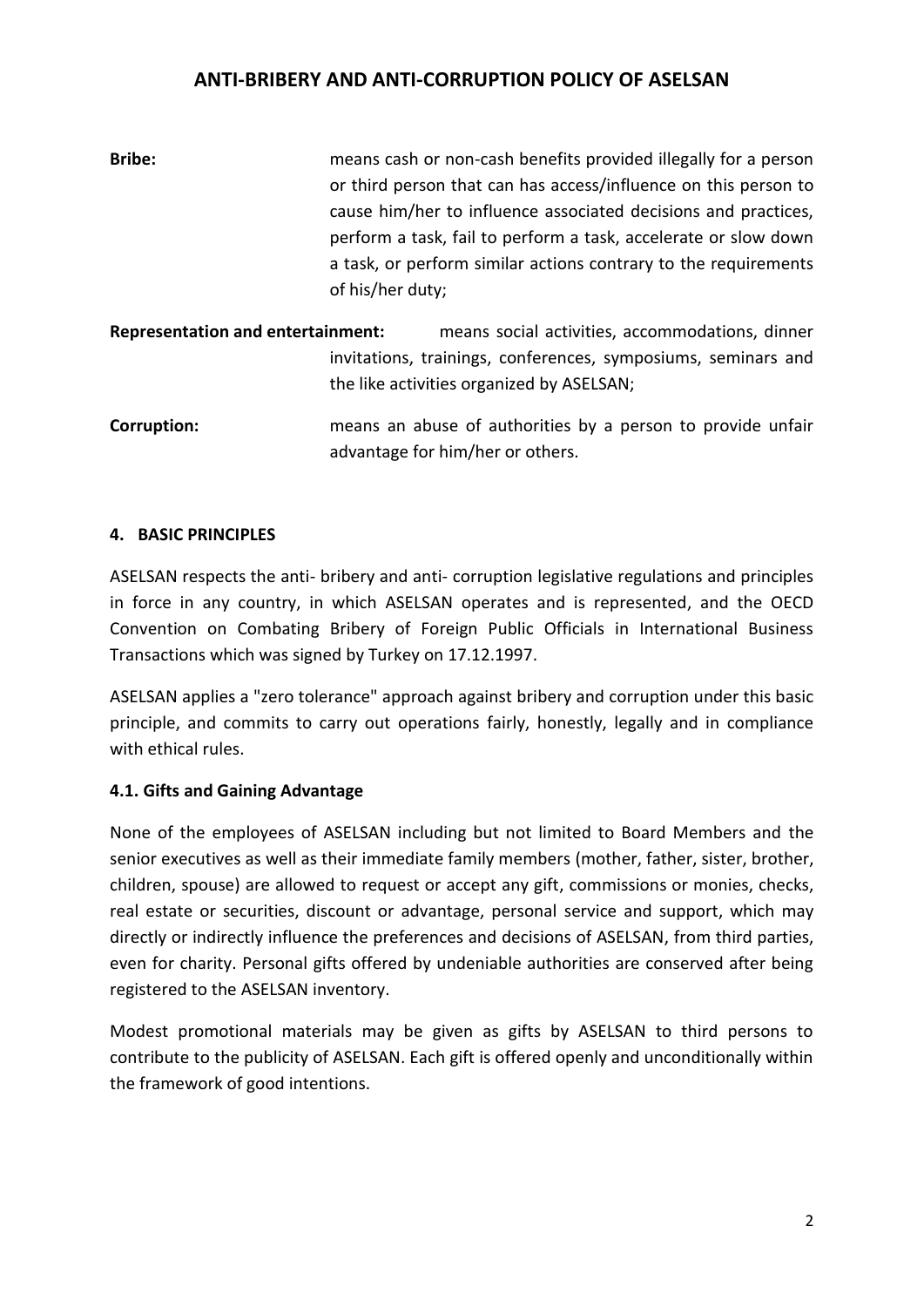**Bribe:** means cash or non-cash benefits provided illegally for a person or third person that can has access/influence on this person to cause him/her to influence associated decisions and practices, perform a task, fail to perform a task, accelerate or slow down a task, or perform similar actions contrary to the requirements of his/her duty;

**Representation and entertainment:** means social activities, accommodations, dinner invitations, trainings, conferences, symposiums, seminars and the like activities organized by ASELSAN;

**Corruption:** means an abuse of authorities by a person to provide unfair advantage for him/her or others.

## 4. BASIC PRINCIPLES

ASELSAN respects the anti- bribery and anti- corruption legislative regulations and principles in force in any country, in which ASELSAN operates and is represented, and the OECD Convention on Combating Bribery of Foreign Public Officials in International Business Transactions which was signed by Turkey on 17.12.1997.

ASELSAN applies a "zero tolerance" approach against bribery and corruption under this basic principle, and commits to carry out operations fairly, honestly, legally and in compliance with ethical rules.

### 4.1. Gifts and Gaining Advantage

None of the employees of ASELSAN including but not limited to Board Members and the senior executives as well as their immediate family members (mother, father, sister, brother, children, spouse) are allowed to request or accept any gift, commissions or monies, checks, real estate or securities, discount or advantage, personal service and support, which may directly or indirectly influence the preferences and decisions of ASELSAN, from third parties, even for charity. Personal gifts offered by undeniable authorities are conserved after being registered to the ASELSAN inventory.

Modest promotional materials may be given as gifts by ASELSAN to third persons to contribute to the publicity of ASELSAN. Each gift is offered openly and unconditionally within the framework of good intentions.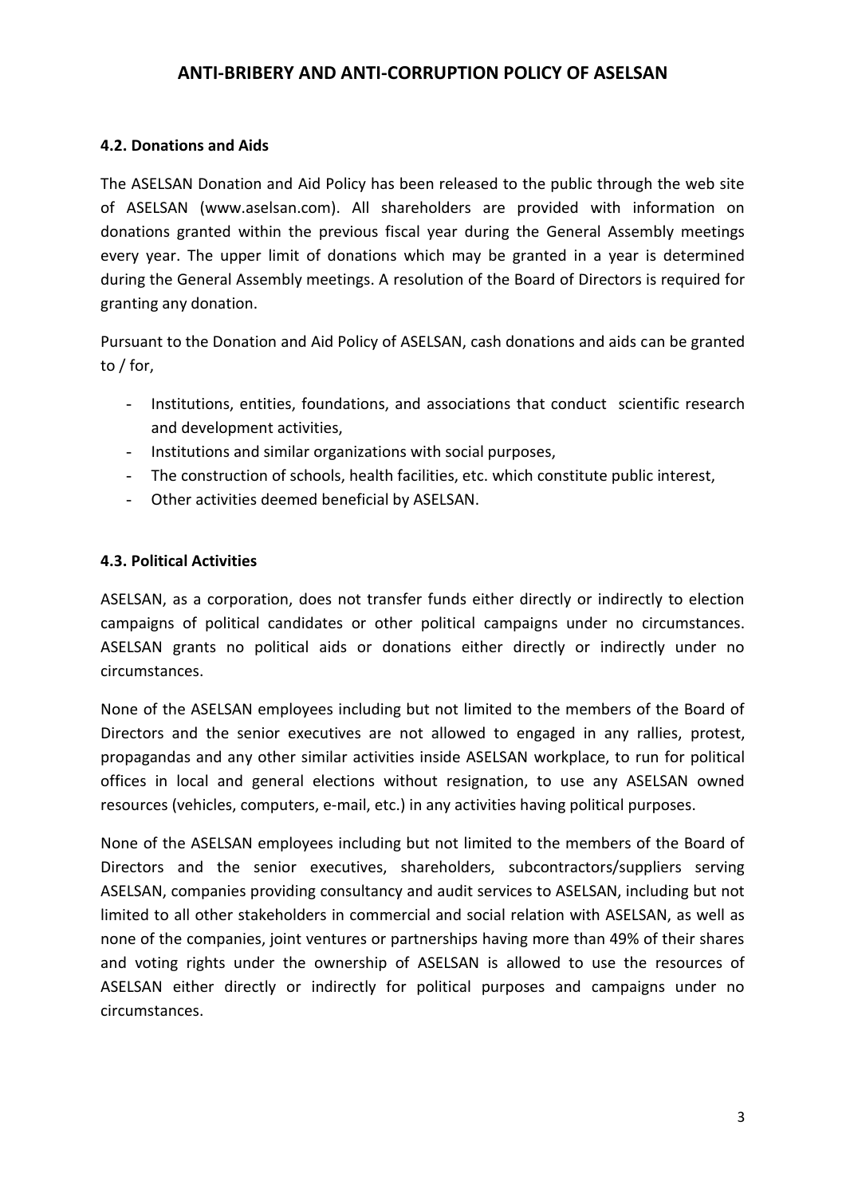## 4.2. Donations and Aids

The ASELSAN Donation and Aid Policy has been released to the public through the web site of ASELSAN (www.aselsan.com). All shareholders are provided with information on donations granted within the previous fiscal year during the General Assembly meetings every year. The upper limit of donations which may be granted in a year is determined during the General Assembly meetings. A resolution of the Board of Directors is required for granting any donation.

Pursuant to the Donation and Aid Policy of ASELSAN, cash donations and aids can be granted to / for,

- Institutions, entities, foundations, and associations that conduct scientific research and development activities,
- Institutions and similar organizations with social purposes,
- The construction of schools, health facilities, etc. which constitute public interest,
- Other activities deemed beneficial by ASELSAN.

## 4.3. Political Activities

ASELSAN, as a corporation, does not transfer funds either directly or indirectly to election campaigns of political candidates or other political campaigns under no circumstances. ASELSAN grants no political aids or donations either directly or indirectly under no circumstances.

None of the ASELSAN employees including but not limited to the members of the Board of Directors and the senior executives are not allowed to engaged in any rallies, protest, propagandas and any other similar activities inside ASELSAN workplace, to run for political offices in local and general elections without resignation, to use any ASELSAN owned resources (vehicles, computers, e-mail, etc.) in any activities having political purposes.

None of the ASELSAN employees including but not limited to the members of the Board of Directors and the senior executives, shareholders, subcontractors/suppliers serving ASELSAN, companies providing consultancy and audit services to ASELSAN, including but not limited to all other stakeholders in commercial and social relation with ASELSAN, as well as none of the companies, joint ventures or partnerships having more than 49% of their shares and voting rights under the ownership of ASELSAN is allowed to use the resources of ASELSAN either directly or indirectly for political purposes and campaigns under no circumstances.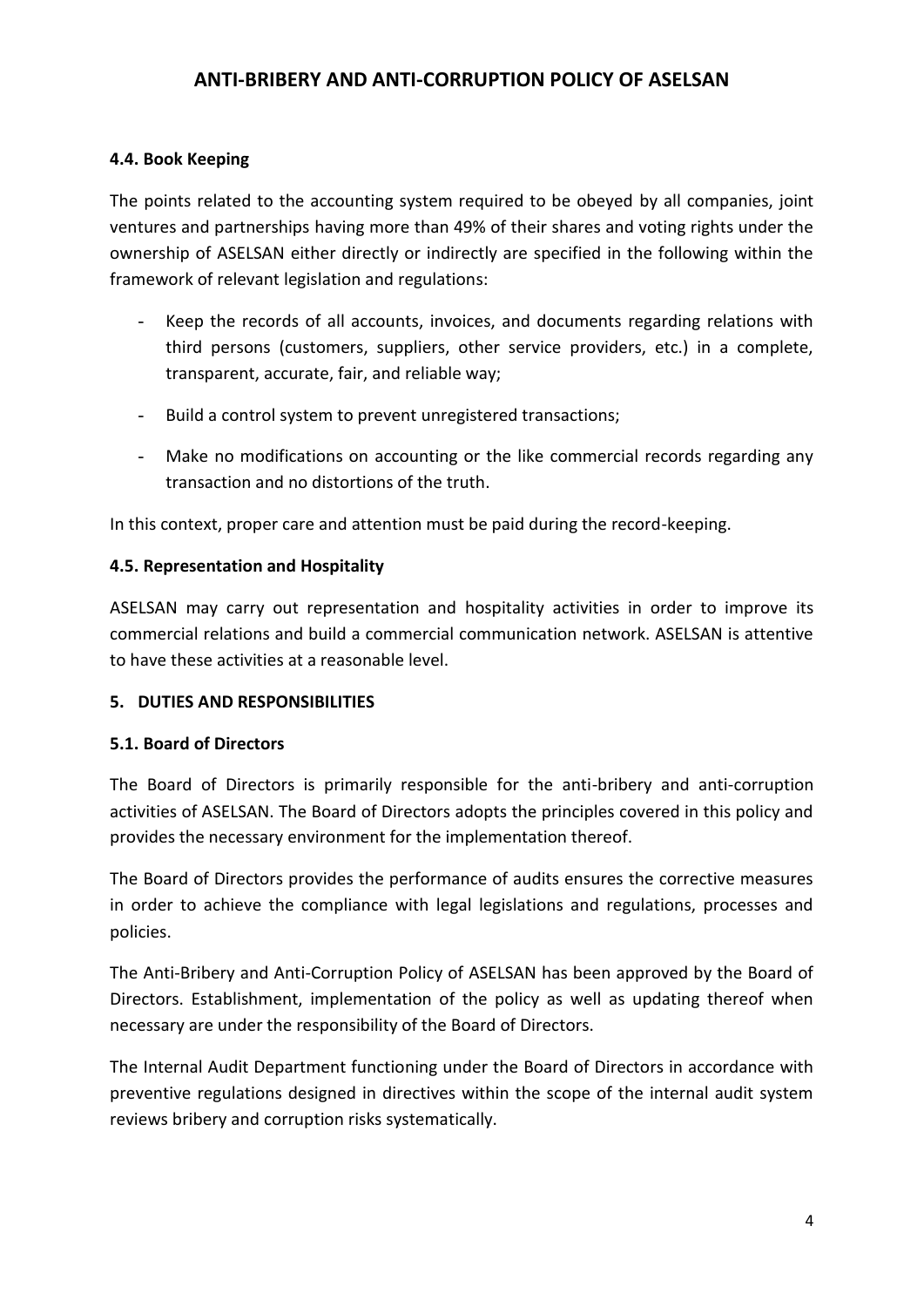### 4.4. Book Keeping

The points related to the accounting system required to be obeyed by all companies, joint ventures and partnerships having more than 49% of their shares and voting rights under the ownership of ASELSAN either directly or indirectly are specified in the following within the framework of relevant legislation and regulations:

- Keep the records of all accounts, invoices, and documents regarding relations with third persons (customers, suppliers, other service providers, etc.) in a complete, transparent, accurate, fair, and reliable way;
- Build a control system to prevent unregistered transactions;
- Make no modifications on accounting or the like commercial records regarding any transaction and no distortions of the truth.

In this context, proper care and attention must be paid during the record-keeping.

### 4.5. Representation and Hospitality

ASELSAN may carry out representation and hospitality activities in order to improve its commercial relations and build a commercial communication network. ASELSAN is attentive to have these activities at a reasonable level.

## 5. DUTIES AND RESPONSIBILITIES

### 5.1. Board of Directors

The Board of Directors is primarily responsible for the anti-bribery and anti-corruption activities of ASELSAN. The Board of Directors adopts the principles covered in this policy and provides the necessary environment for the implementation thereof.

The Board of Directors provides the performance of audits ensures the corrective measures in order to achieve the compliance with legal legislations and regulations, processes and policies.

The Anti-Bribery and Anti-Corruption Policy of ASELSAN has been approved by the Board of Directors. Establishment, implementation of the policy as well as updating thereof when necessary are under the responsibility of the Board of Directors.

The Internal Audit Department functioning under the Board of Directors in accordance with preventive regulations designed in directives within the scope of the internal audit system reviews bribery and corruption risks systematically.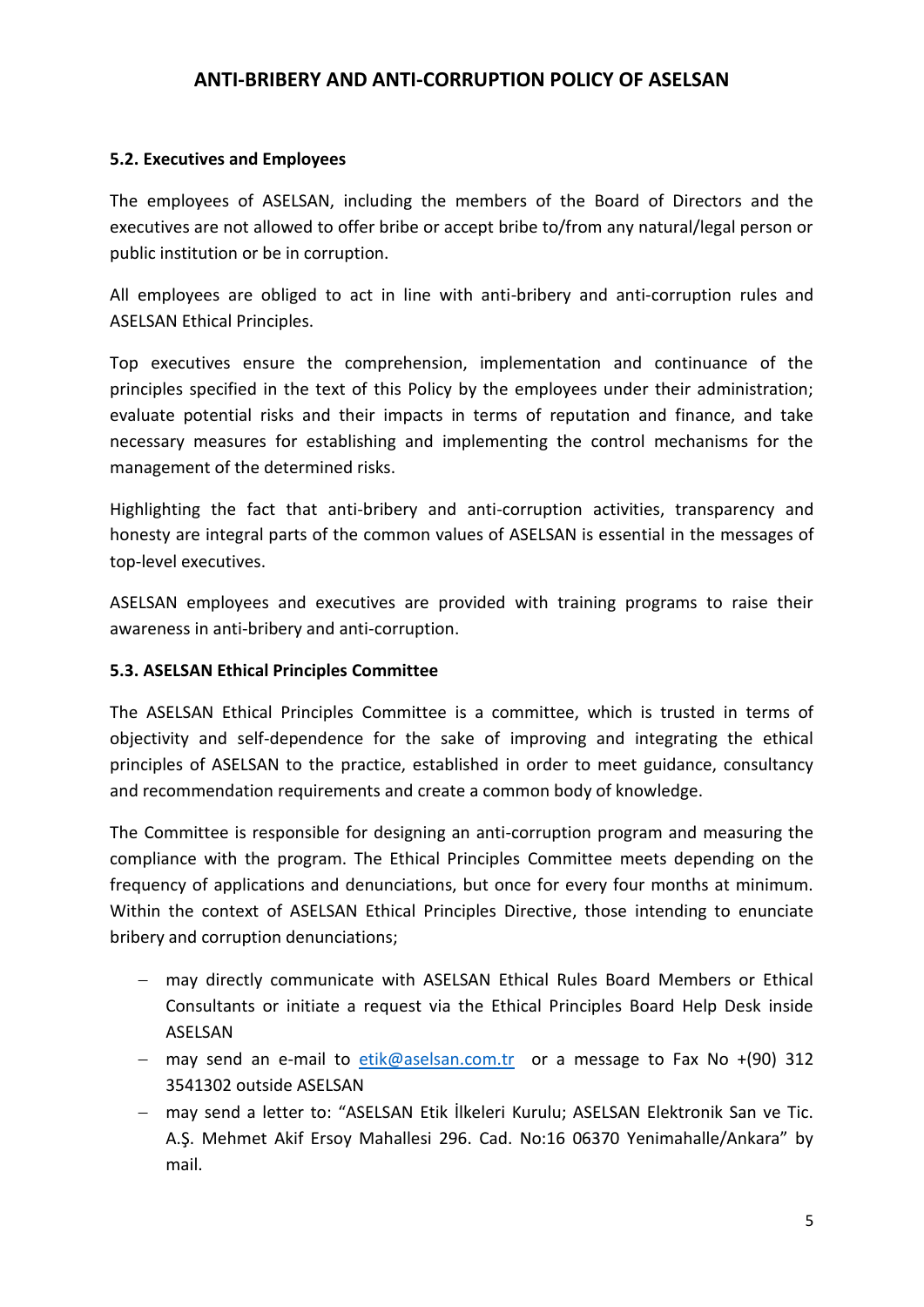### 5.2. Executives and Employees

The employees of ASELSAN, including the members of the Board of Directors and the executives are not allowed to offer bribe or accept bribe to/from any natural/legal person or public institution or be in corruption.

All employees are obliged to act in line with anti-bribery and anti-corruption rules and ASELSAN Ethical Principles.

Top executives ensure the comprehension, implementation and continuance of the principles specified in the text of this Policy by the employees under their administration; evaluate potential risks and their impacts in terms of reputation and finance, and take necessary measures for establishing and implementing the control mechanisms for the management of the determined risks.

Highlighting the fact that anti-bribery and anti-corruption activities, transparency and honesty are integral parts of the common values of ASELSAN is essential in the messages of top-level executives.

ASELSAN employees and executives are provided with training programs to raise their awareness in anti-bribery and anti-corruption.

### 5.3. ASELSAN Ethical Principles Committee

The ASELSAN Ethical Principles Committee is a committee, which is trusted in terms of objectivity and self-dependence for the sake of improving and integrating the ethical principles of ASELSAN to the practice, established in order to meet guidance, consultancy and recommendation requirements and create a common body of knowledge.

The Committee is responsible for designing an anti-corruption program and measuring the compliance with the program. The Ethical Principles Committee meets depending on the frequency of applications and denunciations, but once for every four months at minimum. Within the context of ASELSAN Ethical Principles Directive, those intending to enunciate bribery and corruption denunciations;

- may directly communicate with ASELSAN Ethical Rules Board Members or Ethical Consultants or initiate a request via the Ethical Principles Board Help Desk inside ASELSAN
- may send an e-mail to etik@aselsan.com.tr or a message to Fax No +(90) 312 3541302 outside ASELSAN
- may send a letter to: "ASELSAN Etik İlkeleri Kurulu; ASELSAN Elektronik San ve Tic. A.Ş. Mehmet Akif Ersoy Mahallesi 296. Cad. No:16 06370 Yenimahalle/Ankara" by mail.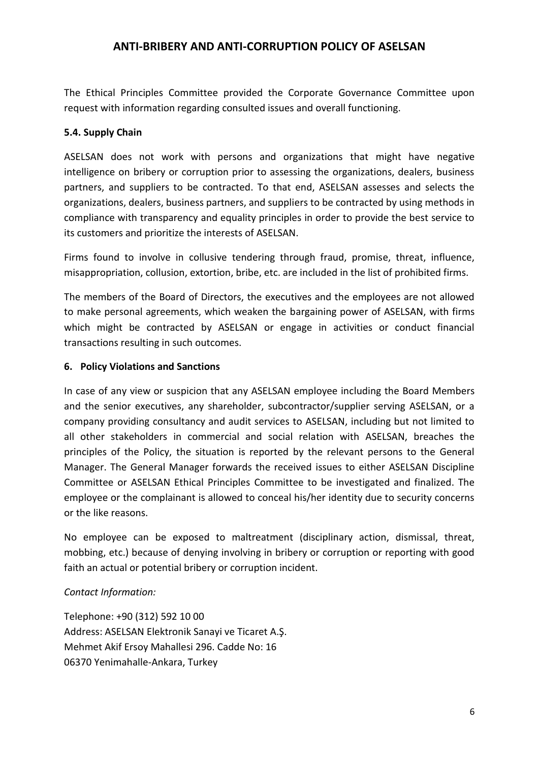The Ethical Principles Committee provided the Corporate Governance Committee upon request with information regarding consulted issues and overall functioning.

### 5.4. Supply Chain

ASELSAN does not work with persons and organizations that might have negative intelligence on bribery or corruption prior to assessing the organizations, dealers, business partners, and suppliers to be contracted. To that end, ASELSAN assesses and selects the organizations, dealers, business partners, and suppliers to be contracted by using methods in compliance with transparency and equality principles in order to provide the best service to its customers and prioritize the interests of ASELSAN.

Firms found to involve in collusive tendering through fraud, promise, threat, influence, misappropriation, collusion, extortion, bribe, etc. are included in the list of prohibited firms.

The members of the Board of Directors, the executives and the employees are not allowed to make personal agreements, which weaken the bargaining power of ASELSAN, with firms which might be contracted by ASELSAN or engage in activities or conduct financial transactions resulting in such outcomes.

## 6. Policy Violations and Sanctions

In case of any view or suspicion that any ASELSAN employee including the Board Members and the senior executives, any shareholder, subcontractor/supplier serving ASELSAN, or a company providing consultancy and audit services to ASELSAN, including but not limited to all other stakeholders in commercial and social relation with ASELSAN, breaches the principles of the Policy, the situation is reported by the relevant persons to the General Manager. The General Manager forwards the received issues to either ASELSAN Discipline Committee or ASELSAN Ethical Principles Committee to be investigated and finalized. The employee or the complainant is allowed to conceal his/her identity due to security concerns or the like reasons.

No employee can be exposed to maltreatment (disciplinary action, dismissal, threat, mobbing, etc.) because of denying involving in bribery or corruption or reporting with good faith an actual or potential bribery or corruption incident.

*Contact Information:*

Telephone: +90 (312) 592 10 00
Address: ASELSAN Elektronik Sanayi ve Ticaret A.Ş.
Mehmet Akif Ersoy Mahallesi 296. Cadde No: 16
06370 Yenimahalle-Ankara, Turkey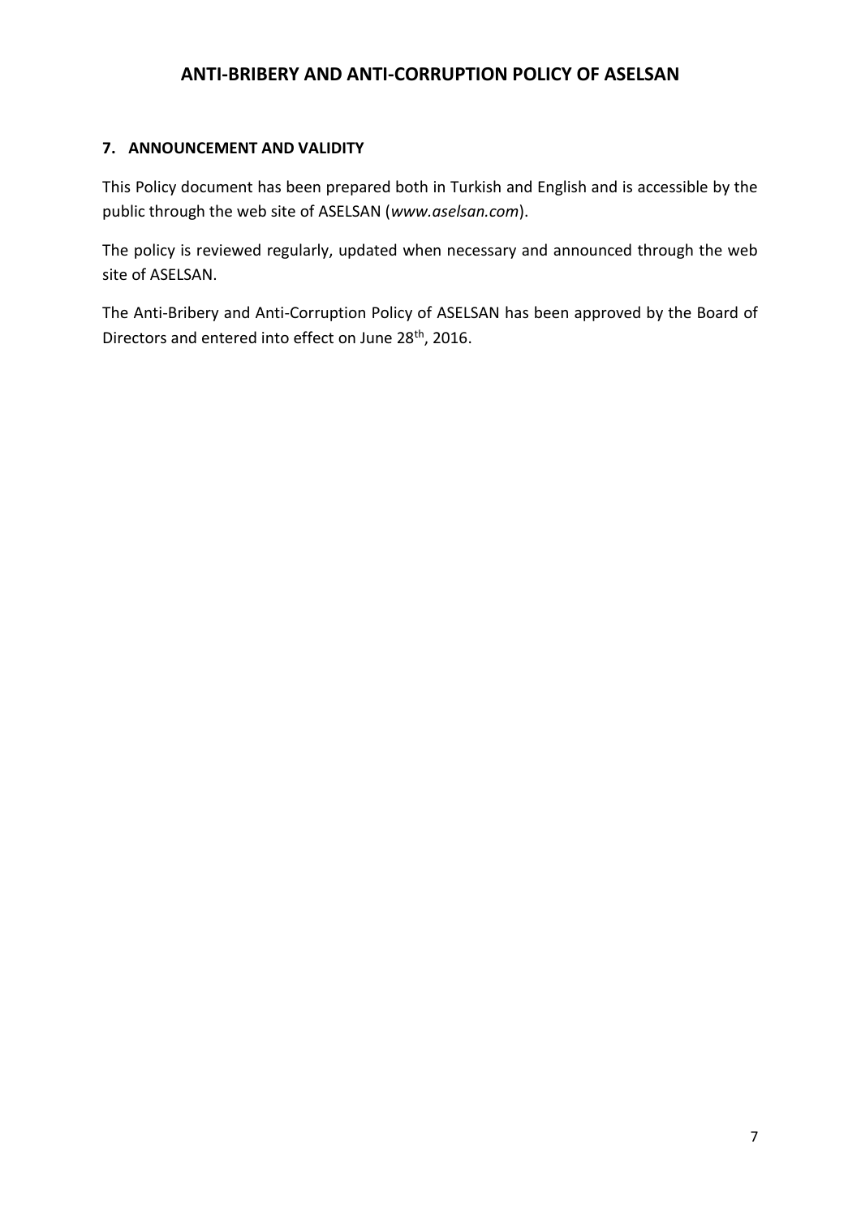## 7. ANNOUNCEMENT AND VALIDITY

This Policy document has been prepared both in Turkish and English and is accessible by the public through the web site of ASELSAN (*www.aselsan.com*).

The policy is reviewed regularly, updated when necessary and announced through the web site of ASELSAN.

The Anti-Bribery and Anti-Corruption Policy of ASELSAN has been approved by the Board of Directors and entered into effect on June 28th, 2016.